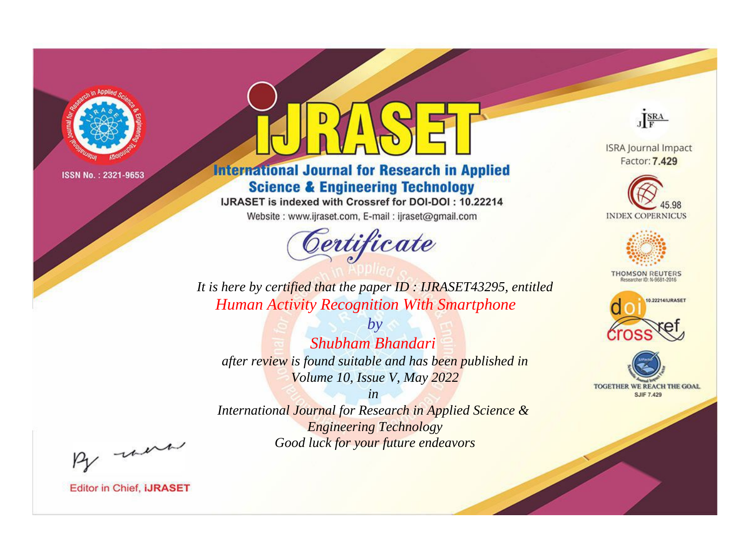ISSN No. : 2321-9653

# IJRASET

## International Journal for Research in Applied Science & Engineering Technology

IJRASET is indexed with Crossref for DOI-DOI : 10.22214

Website : www.ijraset.com, E-mail : ijraset@gmail.com

*Certificate*

*It is here by certified that the paper ID : IJRASET43295, entitled*

*Human Activity Recognition With Smartphone*

*by*

*Shubham Bhandari*

*after review is found suitable and has been published in*

*Volume 10, Issue V, May 2022*

*in*

*International Journal for Research in Applied Science & Engineering Technology*

*Good luck for your future endeavors*

ISRA Journal Impact Factor: **7.429**

45.98 INDEX COPERNICUS

THOMSON REUTERS Researcher ID: N-9681-2016

10.22214/IJRASET

TOGETHER WE REACH THE GOAL SJIF 7.429

Editor in Chief, **IJRASET**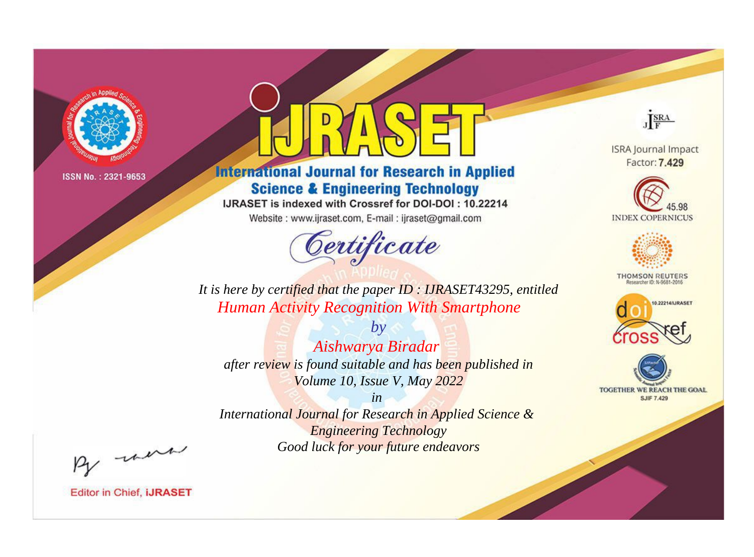ISSN No. : 2321-9653

# iJRASET

## International Journal for Research in Applied Science & Engineering Technology

IJRASET is indexed with Crossref for DOI-DOI : 10.22214

Website : www.ijraset.com, E-mail : ijraset@gmail.com

ISRA Journal Impact Factor: **7.429**

45.98 INDEX COPERNICUS

THOMSON REUTERS Researcher ID: N-9681-2016

10.22214/IJRASET

TOGETHER WE REACH THE GOAL SJIF 7.429

# *Certificate*

*It is here by certified that the paper ID : IJRASET43295, entitled*

*Human Activity Recognition With Smartphone*

*by*

*Aishwarya Biradar*

*after review is found suitable and has been published in*

*Volume 10, Issue V, May 2022*

*in*

*International Journal for Research in Applied Science & Engineering Technology*

*Good luck for your future endeavors*

Editor in Chief, **iJRASET**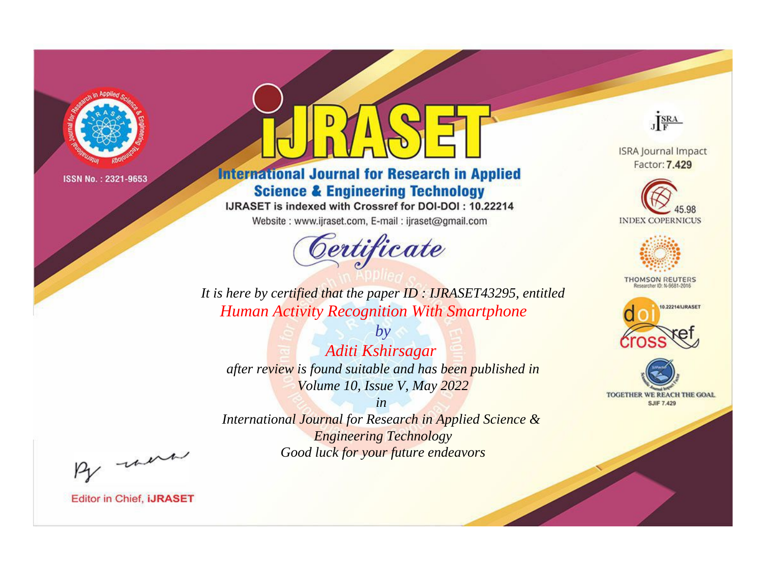ISSN No. : 2321-9653

# iJRASET

## International Journal for Research in Applied Science & Engineering Technology

IJRASET is indexed with Crossref for DOI-DOI : 10.22214

Website : www.ijraset.com, E-mail : ijraset@gmail.com

ISRA Journal Impact Factor: **7.429**

45.98 INDEX COPERNICUS

THOMSON REUTERS Researcher ID: N-9681-2016

10.22214/IJRASET

TOGETHER WE REACH THE GOAL SJIF 7.429

# *Certificate*

*It is here by certified that the paper ID : IJRASET43295, entitled*

*Human Activity Recognition With Smartphone*

*by*

*Aditi Kshirsagar*

*after review is found suitable and has been published in*

*Volume 10, Issue V, May 2022*

*in*

*International Journal for Research in Applied Science & Engineering Technology*

*Good luck for your future endeavors*

Editor in Chief, iJRASET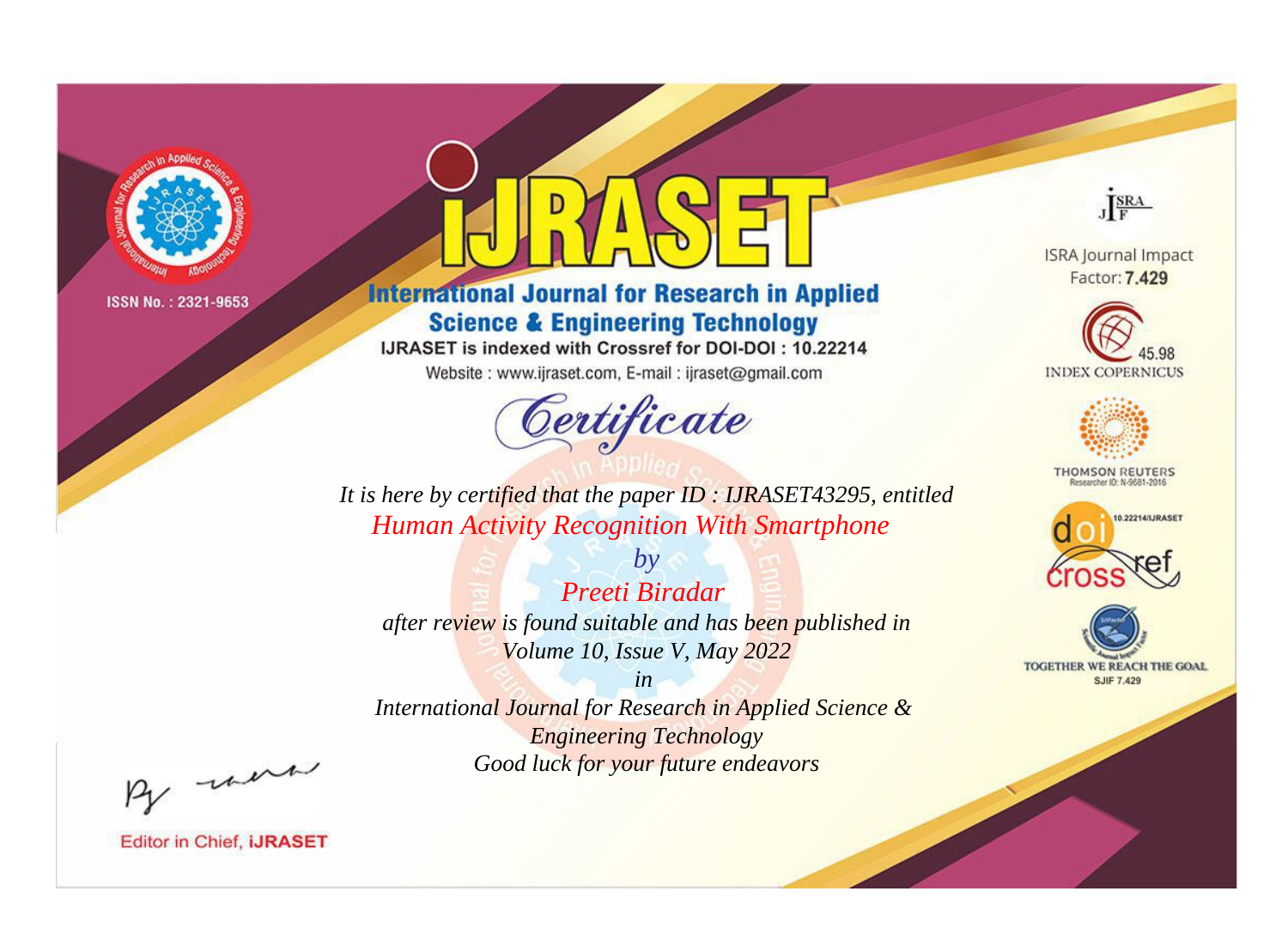ISSN No. : 2321-9653

# iJRASET

## International Journal for Research in Applied Science & Engineering Technology

IJRASET is indexed with Crossref for DOI-DOI : 10.22214

Website : www.ijraset.com, E-mail : ijraset@gmail.com

*Certificate*

*It is here by certified that the paper ID : IJRASET43295, entitled*

*Human Activity Recognition With Smartphone*

*by*

*Preeti Biradar*

*after review is found suitable and has been published in*

*Volume 10, Issue V, May 2022*

*in*

*International Journal for Research in Applied Science & Engineering Technology*

*Good luck for your future endeavors*

ISRA Journal Impact Factor: **7.429**

45.98 INDEX COPERNICUS

THOMSON REUTERS Researcher ID: N-9681-2016

10.22214/IJRASET

TOGETHER WE REACH THE GOAL SJIF 7.429

Editor in Chief, **iJRASET**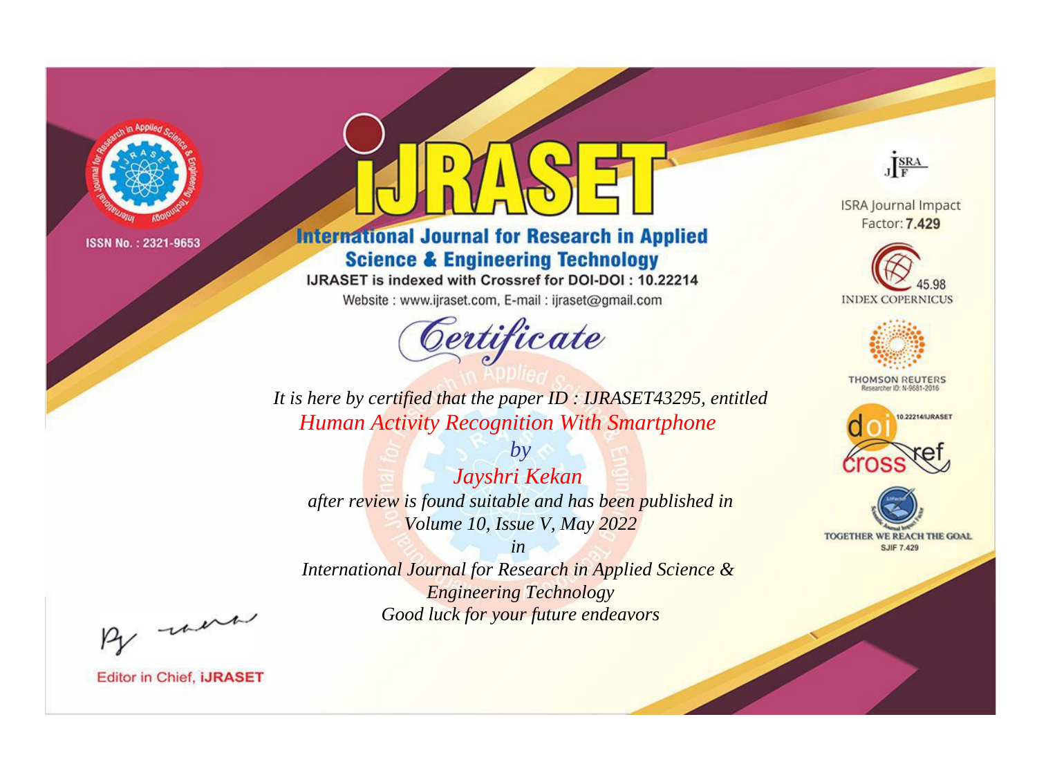ISSN No. : 2321-9653

# iJRASET

## International Journal for Research in Applied Science & Engineering Technology

IJRASET is indexed with Crossref for DOI-DOI : 10.22214

Website : www.ijraset.com, E-mail : ijraset@gmail.com

# *Certificate*

*It is here by certified that the paper ID : IJRASET43295, entitled*

*Human Activity Recognition With Smartphone*

*by*

*Jayshri Kekan*

*after review is found suitable and has been published in*

*Volume 10, Issue V, May 2022*

*in*

*International Journal for Research in Applied Science & Engineering Technology*

*Good luck for your future endeavors*

ISRA Journal Impact Factor: **7.429**

45.98 INDEX COPERNICUS

THOMSON REUTERS Researcher ID: N-9681-2016

10.22214/IJRASET

TOGETHER WE REACH THE GOAL SJIF 7.429

Editor in Chief, **iJRASET**